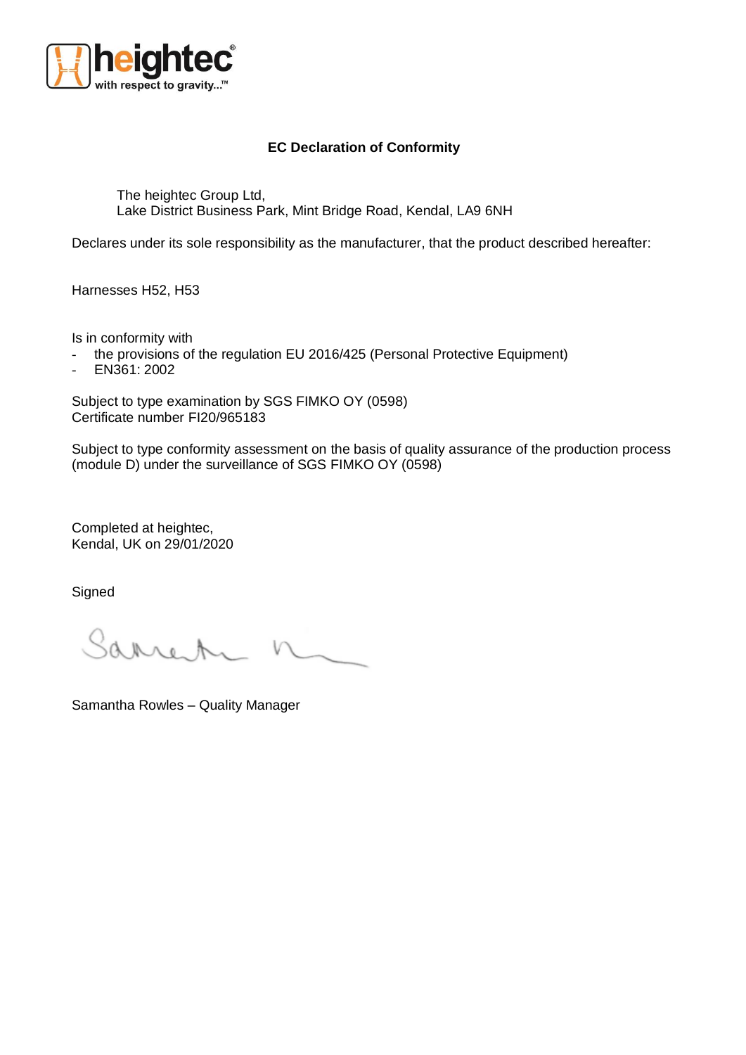**heightec**
with respect to gravity...™

## EC Declaration of Conformity

The heightec Group Ltd,
Lake District Business Park, Mint Bridge Road, Kendal, LA9 6NH

Declares under its sole responsibility as the manufacturer, that the product described hereafter:

Harnesses H52, H53

Is in conformity with

- the provisions of the regulation EU 2016/425 (Personal Protective Equipment)
- EN361: 2002

Subject to type examination by SGS FIMKO OY (0598)
Certificate number FI20/965183

Subject to type conformity assessment on the basis of quality assurance of the production process (module D) under the surveillance of SGS FIMKO OY (0598)

Completed at heightec,
Kendal, UK on 29/01/2020

Signed

Samantha Rowles – Quality Manager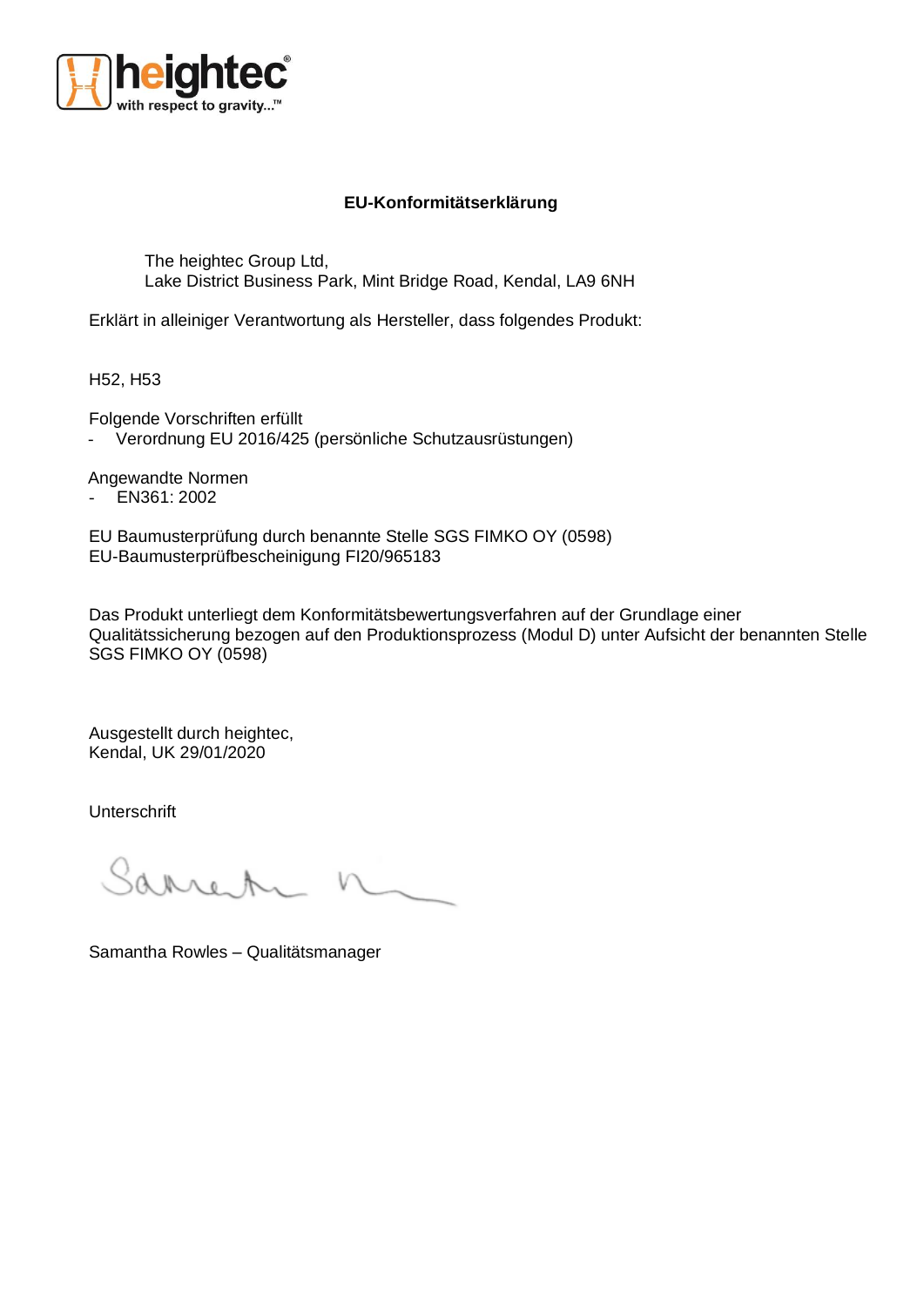# EU-Konformitätserklärung

The heightec Group Ltd,
Lake District Business Park, Mint Bridge Road, Kendal, LA9 6NH

Erklärt in alleiniger Verantwortung als Hersteller, dass folgendes Produkt:

H52, H53

Folgende Vorschriften erfüllt

- Verordnung EU 2016/425 (persönliche Schutzausrüstungen)

Angewandte Normen

- EN361: 2002

EU Baumusterprüfung durch benannte Stelle SGS FIMKO OY (0598)
EU-Baumusterprüfbescheinigung FI20/965183

Das Produkt unterliegt dem Konformitätsbewertungsverfahren auf der Grundlage einer Qualitätssicherung bezogen auf den Produktionsprozess (Modul D) unter Aufsicht der benannten Stelle SGS FIMKO OY (0598)

Ausgestellt durch heightec,
Kendal, UK 29/01/2020

Unterschrift

Samantha Rowles – Qualitätsmanager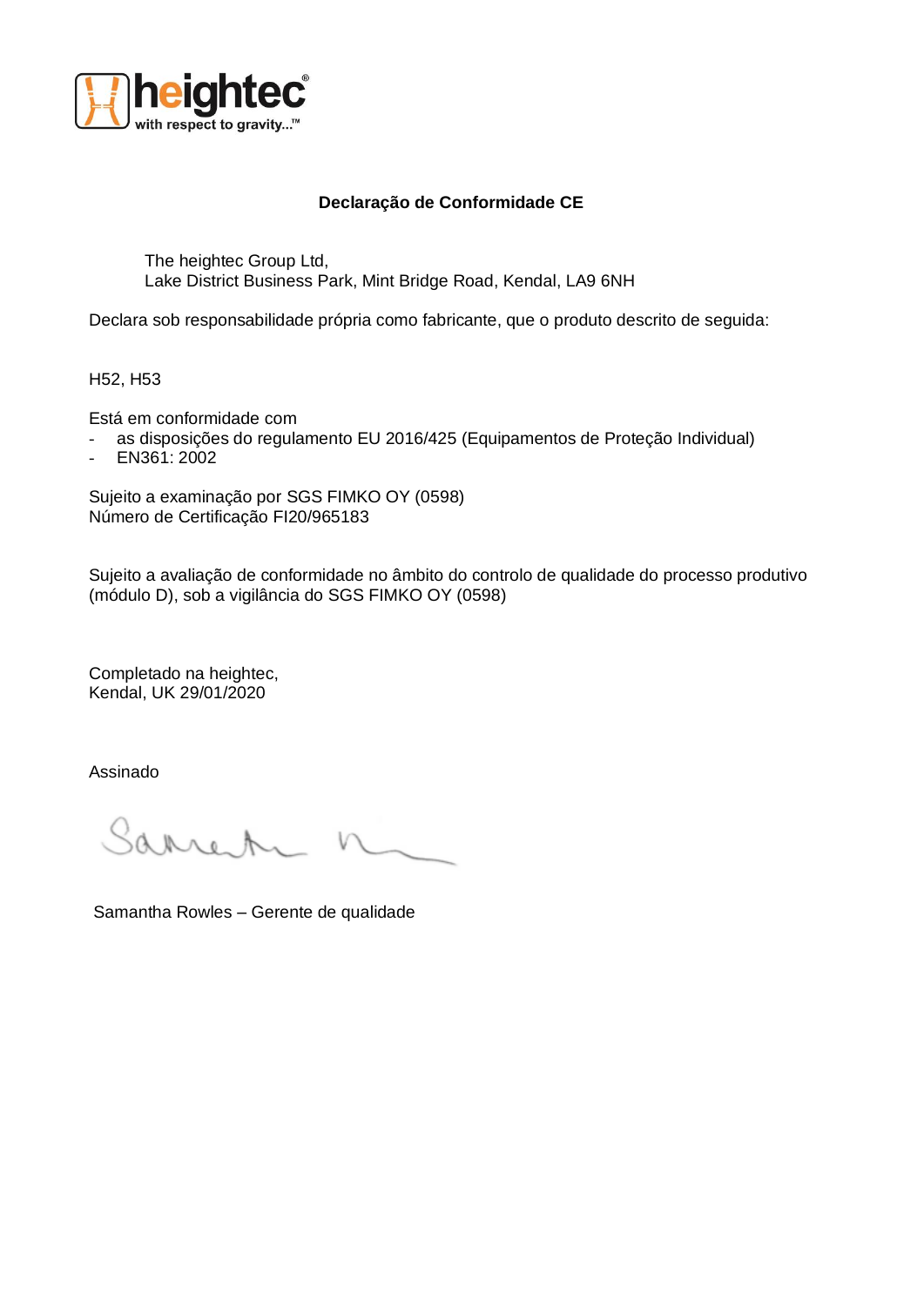## Declaração de Conformidade CE

The heightec Group Ltd,  
Lake District Business Park, Mint Bridge Road, Kendal, LA9 6NH

Declara sob responsabilidade própria como fabricante, que o produto descrito de seguida:

H52, H53

Está em conformidade com

- as disposições do regulamento EU 2016/425 (Equipamentos de Proteção Individual)
- EN361: 2002

Sujeito a examinação por SGS FIMKO OY (0598)  
Número de Certificação FI20/965183

Sujeito a avaliação de conformidade no âmbito do controlo de qualidade do processo produtivo (módulo D), sob a vigilância do SGS FIMKO OY (0598)

Completado na heightec,  
Kendal, UK 29/01/2020

Assinado

Samantha Rowles – Gerente de qualidade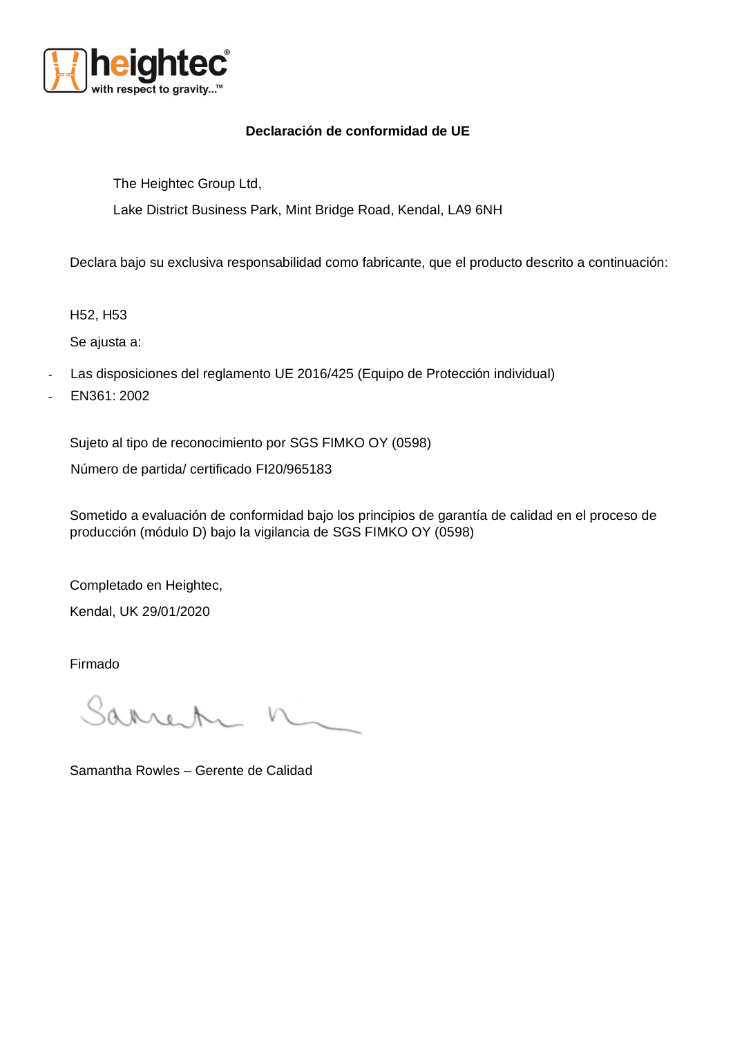**Declaración de conformidad de UE**

The Heightec Group Ltd,

Lake District Business Park, Mint Bridge Road, Kendal, LA9 6NH

Declara bajo su exclusiva responsabilidad como fabricante, que el producto descrito a continuación:

H52, H53

Se ajusta a:

- Las disposiciones del reglamento UE 2016/425 (Equipo de Protección individual)
- EN361: 2002

Sujeto al tipo de reconocimiento por SGS FIMKO OY (0598)

Número de partida/ certificado FI20/965183

Sometido a evaluación de conformidad bajo los principios de garantía de calidad en el proceso de producción (módulo D) bajo la vigilancia de SGS FIMKO OY (0598)

Completado en Heightec,

Kendal, UK 29/01/2020

Firmado

Samantha Rowles – Gerente de Calidad